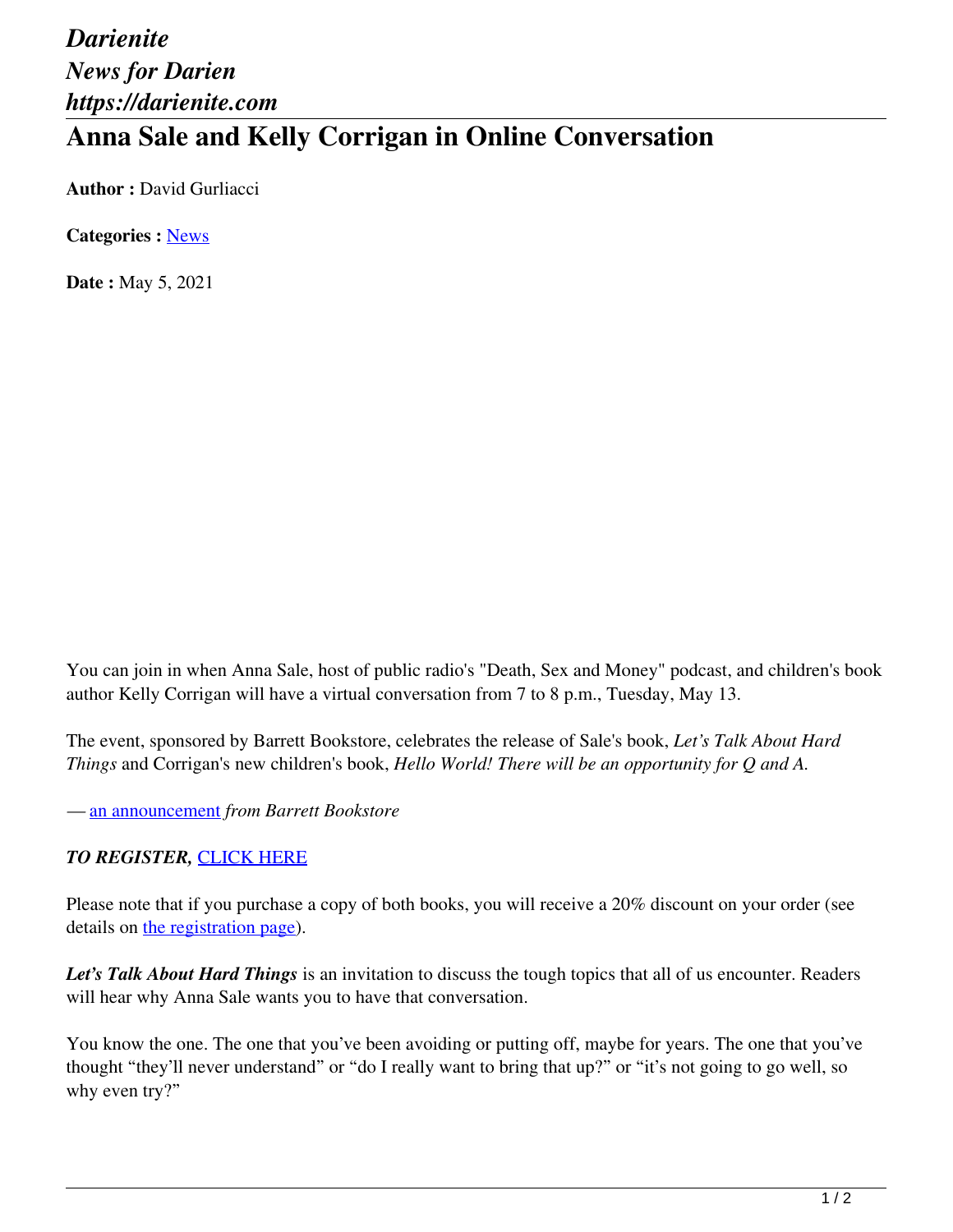*Darienite*
*News for Darien*
*https://darienite.com*

# Anna Sale and Kelly Corrigan in Online Conversation

**Author :** David Gurliacci

**Categories :** News

**Date :** May 5, 2021

You can join in when Anna Sale, host of public radio's "Death, Sex and Money" podcast, and children's book author Kelly Corrigan will have a virtual conversation from 7 to 8 p.m., Tuesday, May 13.

The event, sponsored by Barrett Bookstore, celebrates the release of Sale's book, *Let's Talk About Hard Things* and Corrigan's new children's book, *Hello World! There will be an opportunity for Q and A.*

— an announcement *from Barrett Bookstore*

***TO REGISTER,*** CLICK HERE

Please note that if you purchase a copy of both books, you will receive a 20% discount on your order (see details on the registration page).

***Let's Talk About Hard Things*** is an invitation to discuss the tough topics that all of us encounter. Readers will hear why Anna Sale wants you to have that conversation.

You know the one. The one that you've been avoiding or putting off, maybe for years. The one that you've thought "they'll never understand" or "do I really want to bring that up?" or "it's not going to go well, so why even try?"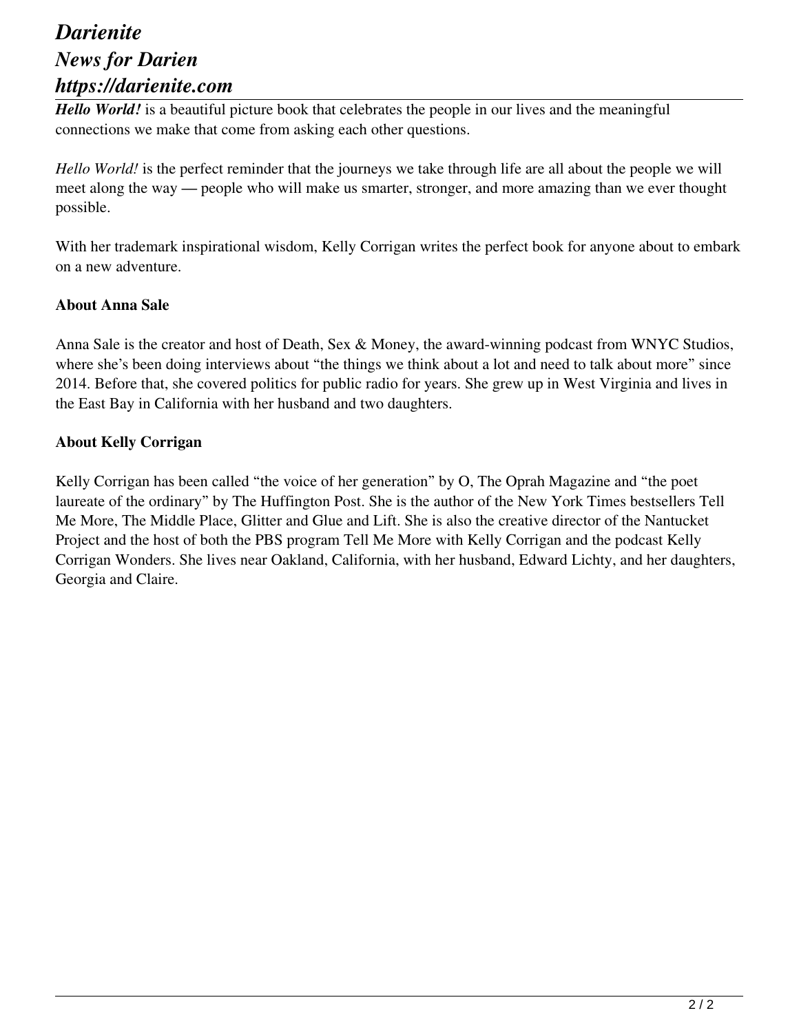***Hello World!*** is a beautiful picture book that celebrates the people in our lives and the meaningful connections we make that come from asking each other questions.

*Hello World!* is the perfect reminder that the journeys we take through life are all about the people we will meet along the way — people who will make us smarter, stronger, and more amazing than we ever thought possible.

With her trademark inspirational wisdom, Kelly Corrigan writes the perfect book for anyone about to embark on a new adventure.

**About Anna Sale**

Anna Sale is the creator and host of Death, Sex & Money, the award-winning podcast from WNYC Studios, where she's been doing interviews about "the things we think about a lot and need to talk about more" since 2014. Before that, she covered politics for public radio for years. She grew up in West Virginia and lives in the East Bay in California with her husband and two daughters.

**About Kelly Corrigan**

Kelly Corrigan has been called "the voice of her generation" by O, The Oprah Magazine and "the poet laureate of the ordinary" by The Huffington Post. She is the author of the New York Times bestsellers Tell Me More, The Middle Place, Glitter and Glue and Lift. She is also the creative director of the Nantucket Project and the host of both the PBS program Tell Me More with Kelly Corrigan and the podcast Kelly Corrigan Wonders. She lives near Oakland, California, with her husband, Edward Lichty, and her daughters, Georgia and Claire.